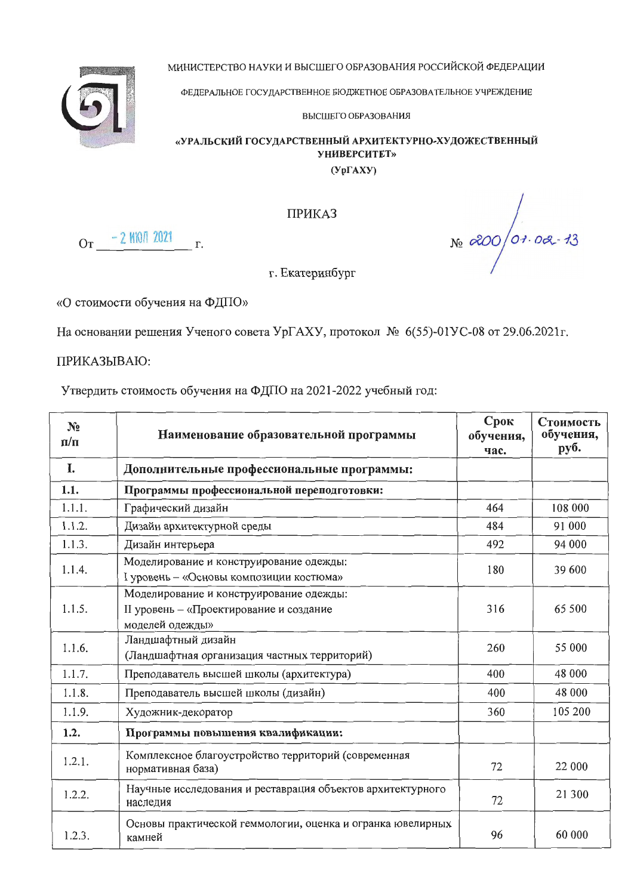МИНИСТЕРСТВО НАУКИ И ВЫСШЕГО ОБРАЗОВАНИЯ РОССИЙСКОЙ ФЕДЕРАЦИИ

ФЕДЕРАЛЬНОЕ ГОСУДАРСТВЕННОЕ БЮДЖЕТНОЕ ОБРАЗОВАТЕЛЬНОЕ УЧРЕЖДЕНИЕ

ВЫСШЕГО ОБРАЗОВАНИЯ

**«УРАЛЬСКИЙ ГОСУДАРСТВЕННЫЙ АРХИТЕКТУРНО-ХУДОЖЕСТВЕННЫЙ УНИВЕРСИТЕТ»**

**(УрГАХУ)**

ПРИКАЗ

От - 2 ИЮЛ 2021 г. № 200/01.02-13

г. Екатеринбург

«О стоимости обучения на ФДПО»

На основании решения Ученого совета УрГАХУ, протокол № 6(55)-01УС-08 от 29.06.2021г.

ПРИКАЗЫВАЮ:

Утвердить стоимость обучения на ФДПО на 2021-2022 учебный год:

| № п/п | Наименование образовательной программы | Срок обучения, час. | Стоимость обучения, руб. |
|---|---|---|---|
| **I.** | **Дополнительные профессиональные программы:** | | |
| **1.1.** | **Программы профессиональной переподготовки:** | | |
| 1.1.1. | Графический дизайн | 464 | 108 000 |
| 1.1.2. | Дизайн архитектурной среды | 484 | 91 000 |
| 1.1.3. | Дизайн интерьера | 492 | 94 000 |
| 1.1.4. | Моделирование и конструирование одежды: I уровень – «Основы композиции костюма» | 180 | 39 600 |
| 1.1.5. | Моделирование и конструирование одежды: II уровень – «Проектирование и создание моделей одежды» | 316 | 65 500 |
| 1.1.6. | Ландшафтный дизайн (Ландшафтная организация частных территорий) | 260 | 55 000 |
| 1.1.7. | Преподаватель высшей школы (архитектура) | 400 | 48 000 |
| 1.1.8. | Преподаватель высшей школы (дизайн) | 400 | 48 000 |
| 1.1.9. | Художник-декоратор | 360 | 105 200 |
| **1.2.** | **Программы повышения квалификации:** | | |
| 1.2.1. | Комплексное благоустройство территорий (современная нормативная база) | 72 | 22 000 |
| 1.2.2. | Научные исследования и реставрация объектов архитектурного наследия | 72 | 21 300 |
| 1.2.3. | Основы практической геммологии, оценка и огранка ювелирных камней | 96 | 60 000 |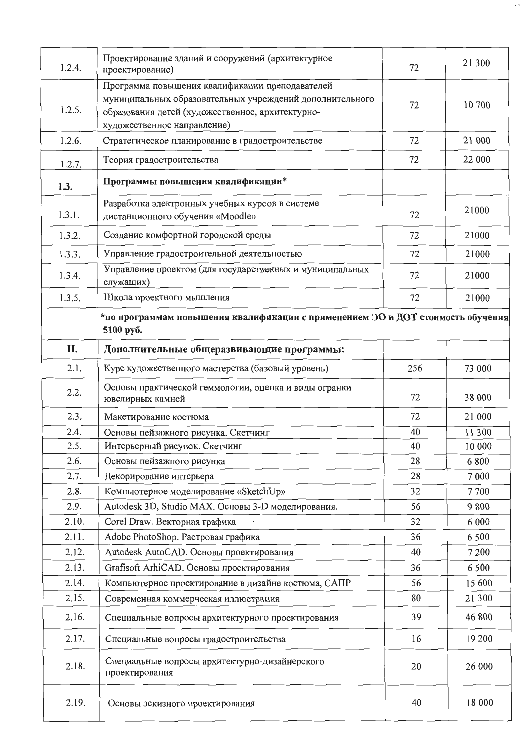| | | | |
|---|---|---|---|
| 1.2.4. | Проектирование зданий и сооружений (архитектурное проектирование) | 72 | 21 300 |
| 1.2.5. | Программа повышения квалификации преподавателей муниципальных образовательных учреждений дополнительного образования детей (художественное, архитектурно-художественное направление) | 72 | 10 700 |
| 1.2.6. | Стратегическое планирование в градостроительстве | 72 | 21 000 |
| 1.2.7. | Теория градостроительства | 72 | 22 000 |
| **1.3.** | **Программы повышения квалификации*** | | |
| 1.3.1. | Разработка электронных учебных курсов в системе дистанционного обучения «Moodle» | 72 | 21000 |
| 1.3.2. | Создание комфортной городской среды | 72 | 21000 |
| 1.3.3. | Управление градостроительной деятельностью | 72 | 21000 |
| 1.3.4. | Управление проектом (для государственных и муниципальных служащих) | 72 | 21000 |
| 1.3.5. | Школа проектного мышления | 72 | 21000 |
| | ***по программам повышения квалификации с применением ЭО и ДОТ стоимость обучения 5100 руб.** | | |
| **II.** | **Дополнительные общеразвивающие программы:** | | |
| 2.1. | Курс художественного мастерства (базовый уровень) | 256 | 73 000 |
| 2.2. | Основы практической геммологии, оценка и виды огранки ювелирных камней | 72 | 38 000 |
| 2.3. | Макетирование костюма | 72 | 21 000 |
| 2.4. | Основы пейзажного рисунка. Скетчинг | 40 | 11 300 |
| 2.5. | Интерьерный рисунок. Скетчинг | 40 | 10 000 |
| 2.6. | Основы пейзажного рисунка | 28 | 6 800 |
| 2.7. | Декорирование интерьера | 28 | 7 000 |
| 2.8. | Компьютерное моделирование «SketchUp» | 32 | 7 700 |
| 2.9. | Autodesk 3D, Studio MAX. Основы 3-D моделирования. | 56 | 9 800 |
| 2.10. | Corel Draw. Векторная графика | 32 | 6 000 |
| 2.11. | Adobe PhotoShop. Растровая графика | 36 | 6 500 |
| 2.12. | Autodesk AutoCAD. Основы проектирования | 40 | 7 200 |
| 2.13. | Grafisoft ArhiCAD. Основы проектирования | 36 | 6 500 |
| 2.14. | Компьютерное проектирование в дизайне костюма, САПР | 56 | 15 600 |
| 2.15. | Современная коммерческая иллюстрация | 80 | 21 300 |
| 2.16. | Специальные вопросы архитектурного проектирования | 39 | 46 800 |
| 2.17. | Специальные вопросы градостроительства | 16 | 19 200 |
| 2.18. | Специальные вопросы архитектурно-дизайнерского проектирования | 20 | 26 000 |
| 2.19. | Основы эскизного проектирования | 40 | 18 000 |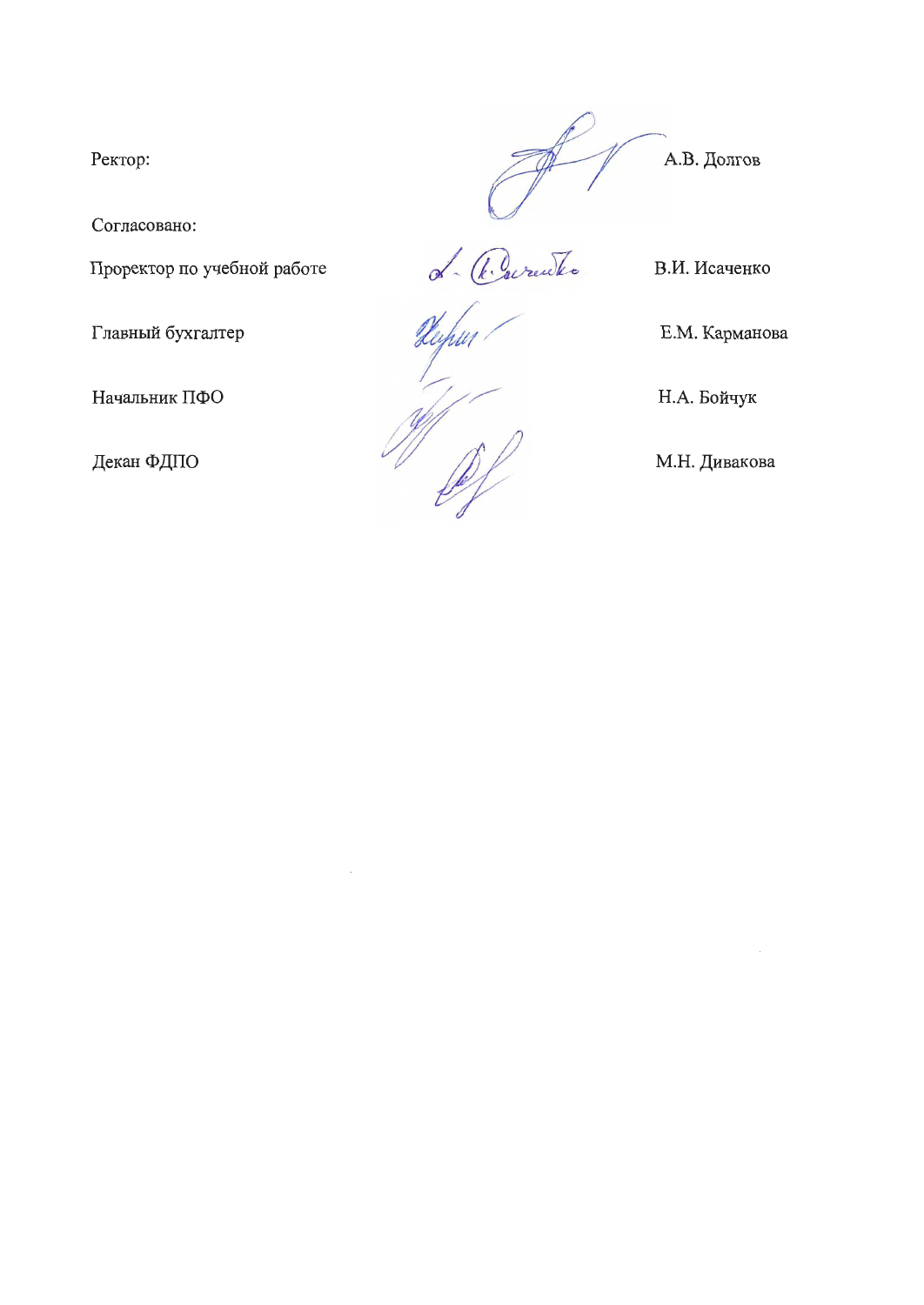Ректор: А.В. Долгов

Согласовано:

| | |
|---|---|
| Проректор по учебной работе | В.И. Исаченко |
| Главный бухгалтер | Е.М. Карманова |
| Начальник ПФО | Н.А. Бойчук |
| Декан ФДПО | М.Н. Дивакова |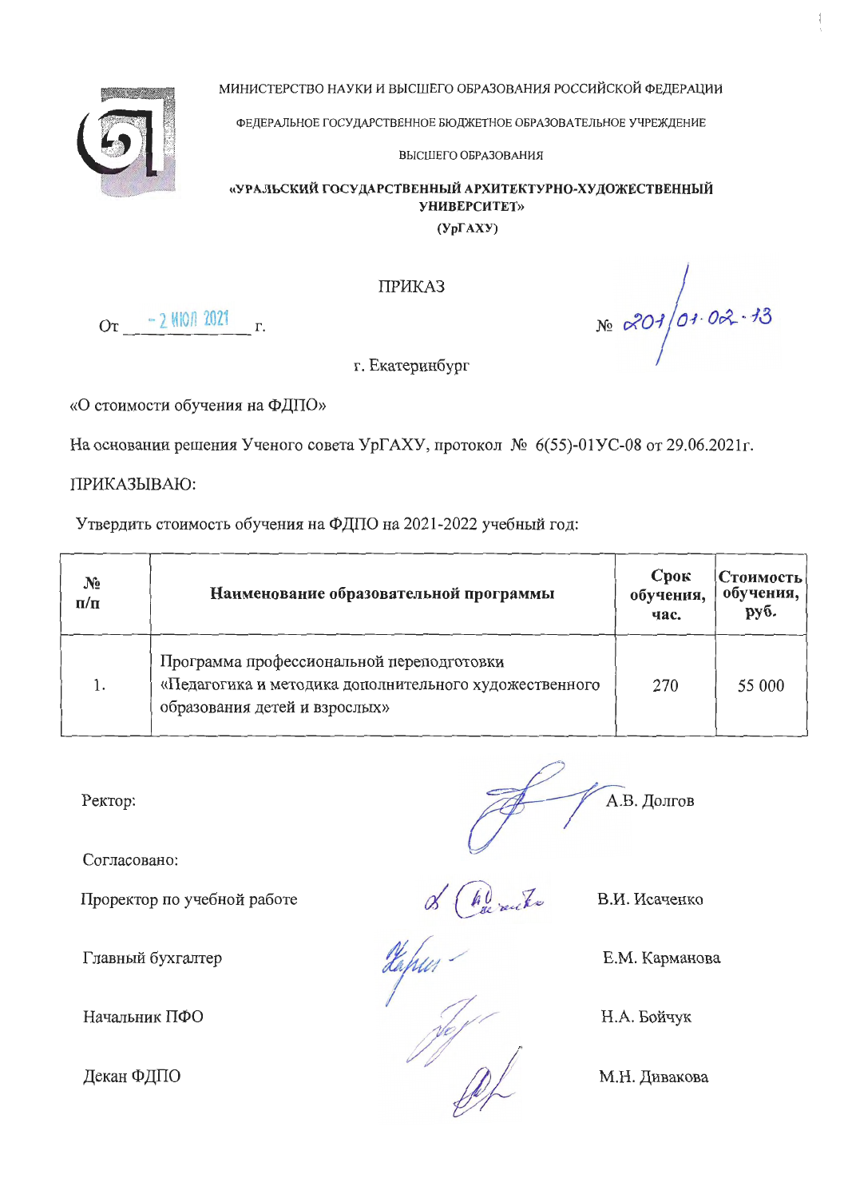МИНИСТЕРСТВО НАУКИ И ВЫСШЕГО ОБРАЗОВАНИЯ РОССИЙСКОЙ ФЕДЕРАЦИИ

ФЕДЕРАЛЬНОЕ ГОСУДАРСТВЕННОЕ БЮДЖЕТНОЕ ОБРАЗОВАТЕЛЬНОЕ УЧРЕЖДЕНИЕ

ВЫСШЕГО ОБРАЗОВАНИЯ

**«УРАЛЬСКИЙ ГОСУДАРСТВЕННЫЙ АРХИТЕКТУРНО-ХУДОЖЕСТВЕННЫЙ УНИВЕРСИТЕТ»**

**(УрГАХУ)**

ПРИКАЗ

От - 2 ИЮЛ 2021 г. № 201/01.02-13

г. Екатеринбург

«О стоимости обучения на ФДПО»

На основании решения Ученого совета УрГАХУ, протокол № 6(55)-01УС-08 от 29.06.2021г.

ПРИКАЗЫВАЮ:

Утвердить стоимость обучения на ФДПО на 2021-2022 учебный год:

| № п/п | Наименование образовательной программы | Срок обучения, час. | Стоимость обучения, руб. |
|---|---|---|---|
| 1. | Программа профессиональной переподготовки «Педагогика и методика дополнительного художественного образования детей и взрослых» | 270 | 55 000 |

Ректор: А.В. Долгов

Согласовано:

Проректор по учебной работе В.И. Исаченко

Главный бухгалтер Е.М. Карманова

Начальник ПФО Н.А. Бойчук

Декан ФДПО М.Н. Дивакова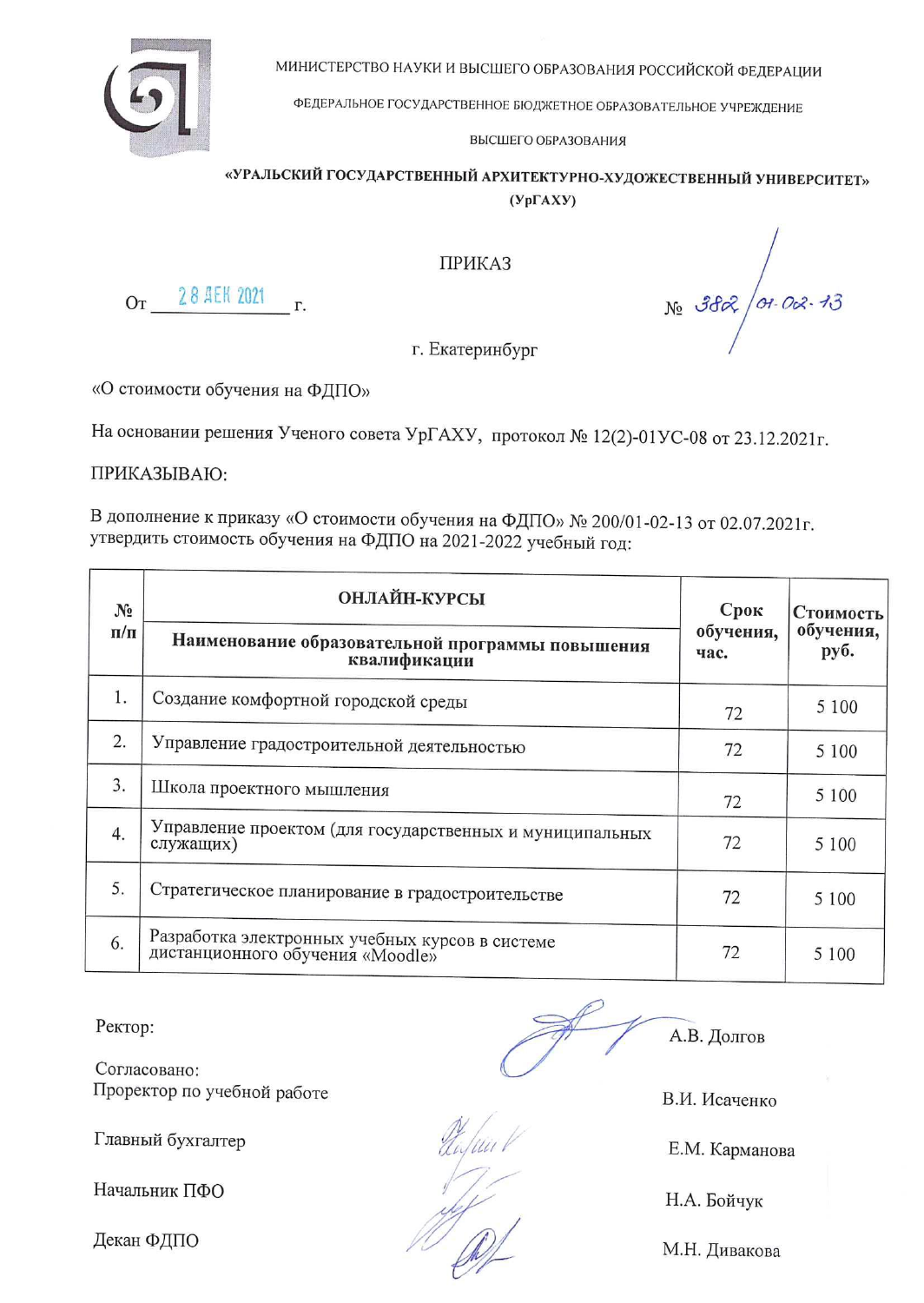МИНИСТЕРСТВО НАУКИ И ВЫСШЕГО ОБРАЗОВАНИЯ РОССИЙСКОЙ ФЕДЕРАЦИИ

ФЕДЕРАЛЬНОЕ ГОСУДАРСТВЕННОЕ БЮДЖЕТНОЕ ОБРАЗОВАТЕЛЬНОЕ УЧРЕЖДЕНИЕ

ВЫСШЕГО ОБРАЗОВАНИЯ

**«УРАЛЬСКИЙ ГОСУДАРСТВЕННЫЙ АРХИТЕКТУРНО-ХУДОЖЕСТВЕННЫЙ УНИВЕРСИТЕТ»**
**(УрГАХУ)**

# ПРИКАЗ

От 28 ДЕК 2021 г. № 382/01-02-13

г. Екатеринбург

«О стоимости обучения на ФДПО»

На основании решения Ученого совета УрГАХУ, протокол № 12(2)-01УС-08 от 23.12.2021г.

ПРИКАЗЫВАЮ:

В дополнение к приказу «О стоимости обучения на ФДПО» № 200/01-02-13 от 02.07.2021г. утвердить стоимость обучения на ФДПО на 2021-2022 учебный год:

| № п/п | ОНЛАЙН-КУРСЫ<br>Наименование образовательной программы повышения квалификации | Срок обучения, час. | Стоимость обучения, руб. |
|---|---|---|---|
| 1. | Создание комфортной городской среды | 72 | 5 100 |
| 2. | Управление градостроительной деятельностью | 72 | 5 100 |
| 3. | Школа проектного мышления | 72 | 5 100 |
| 4. | Управление проектом (для государственных и муниципальных служащих) | 72 | 5 100 |
| 5. | Стратегическое планирование в градостроительстве | 72 | 5 100 |
| 6. | Разработка электронных учебных курсов в системе дистанционного обучения «Moodle» | 72 | 5 100 |

Ректор: А.В. Долгов

Согласовано:
Проректор по учебной работе В.И. Исаченко

Главный бухгалтер Е.М. Карманова

Начальник ПФО Н.А. Бойчук

Декан ФДПО М.Н. Дивакова